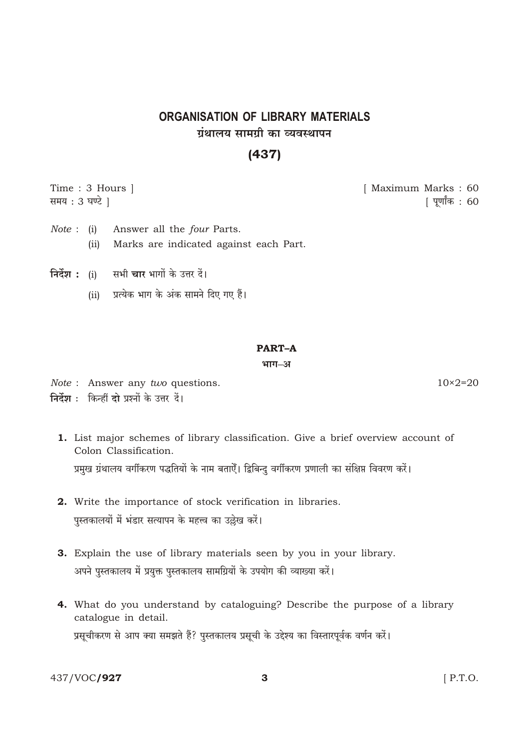# ORGANISATION OF LIBRARY MATERIALS

## ग्रंथालय सामग्री का व्यवस्थापन

## (437)

Time : 3 Hours ] [ Maximum Marks : 60

समय : 3 घण्टे ] [ पूर्णांक : 60

*Note* : (i) Answer all the *four* Parts.

(ii) Marks are indicated against each Part.

**निर्देश :** (i) सभी **चार** भागों के उत्तर दें।

(ii) प्रत्येक भाग के अंक सामने दिए गए हैं।

### PART–A

### भाग–अ

*Note* : Answer any *two* questions. 10×2=20

**निर्देश :** किन्हीं **दो** प्रश्नों के उत्तर दें।

**1.** List major schemes of library classification. Give a brief overview account of Colon Classification.

प्रमुख ग्रंथालय वर्गीकरण पद्धतियों के नाम बताएँ। द्विबिन्दु वर्गीकरण प्रणाली का संक्षिप्त विवरण करें।

**2.** Write the importance of stock verification in libraries.

पुस्तकालयों में भंडार सत्यापन के महत्त्व का उल्लेख करें।

**3.** Explain the use of library materials seen by you in your library.

अपने पुस्तकालय में प्रयुक्त पुस्तकालय सामग्रियों के उपयोग की व्याख्या करें।

**4.** What do you understand by cataloguing? Describe the purpose of a library catalogue in detail.

प्रसूचीकरण से आप क्या समझते हैं? पुस्तकालय प्रसूची के उद्देश्य का विस्तारपूर्वक वर्णन करें।

437/VOC/**927** [ P.T.O.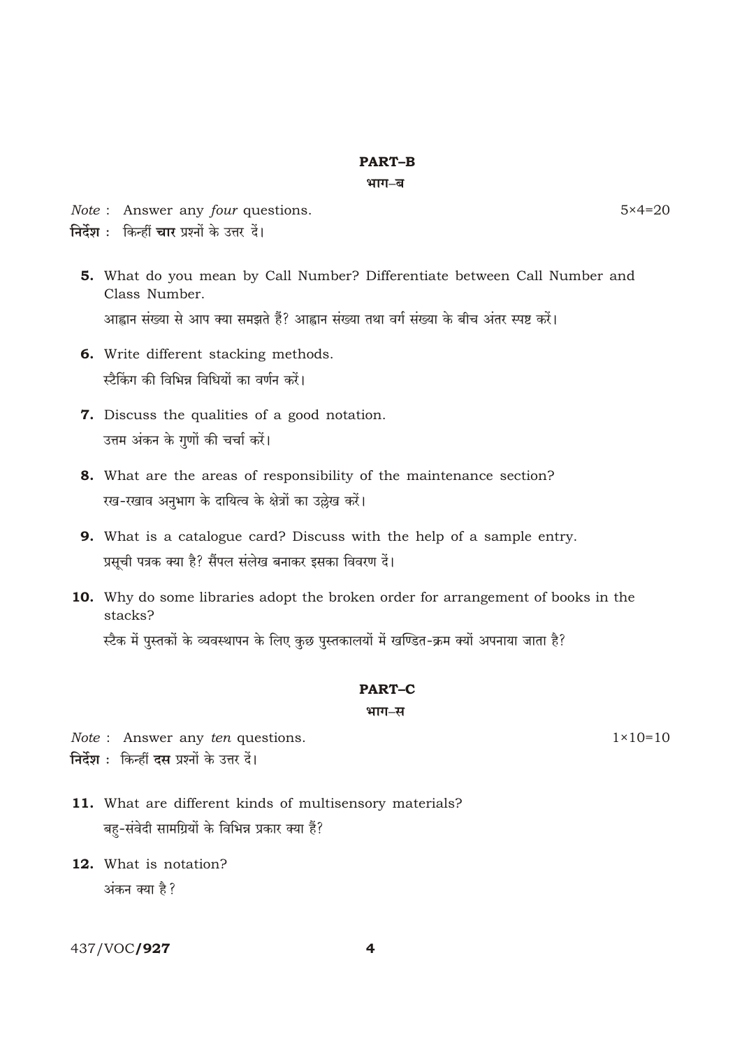## PART–B

### भाग–ब

*Note* : Answer any *four* questions. 5×4=20

**निर्देश** : किन्हीं **चार** प्रश्नों के उत्तर दें।

**5.** What do you mean by Call Number? Differentiate between Call Number and Class Number.

आह्वान संख्या से आप क्या समझते हैं? आह्वान संख्या तथा वर्ग संख्या के बीच अंतर स्पष्ट करें।

**6.** Write different stacking methods.

स्टैकिंग की विभिन्न विधियों का वर्णन करें।

**7.** Discuss the qualities of a good notation.

उत्तम अंकन के गुणों की चर्चा करें।

**8.** What are the areas of responsibility of the maintenance section?

रख-रखाव अनुभाग के दायित्व के क्षेत्रों का उल्लेख करें।

**9.** What is a catalogue card? Discuss with the help of a sample entry.

प्रसूची पत्रक क्या है? सैंपल संलेख बनाकर इसका विवरण दें।

**10.** Why do some libraries adopt the broken order for arrangement of books in the stacks?

स्टैक में पुस्तकों के व्यवस्थापन के लिए कुछ पुस्तकालयों में खण्डित-क्रम क्यों अपनाया जाता है?

## PART–C

### भाग–स

*Note* : Answer any *ten* questions. 1×10=10

**निर्देश** : किन्हीं **दस** प्रश्नों के उत्तर दें।

**11.** What are different kinds of multisensory materials?

बहु-संवेदी सामग्रियों के विभिन्न प्रकार क्या हैं?

**12.** What is notation?

अंकन क्या है?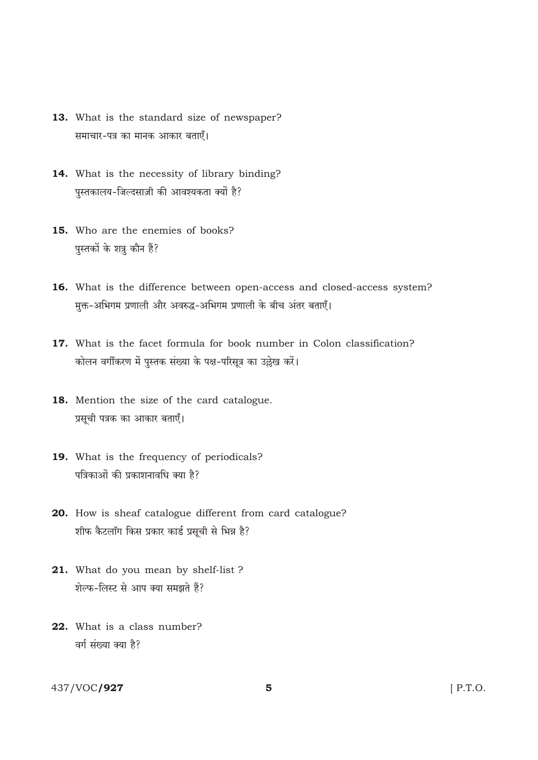**13.** What is the standard size of newspaper?

समाचार-पत्र का मानक आकार बताएँ।

**14.** What is the necessity of library binding?

पुस्तकालय-जिल्दसाज़ी की आवश्यकता क्यों है?

**15.** Who are the enemies of books?

पुस्तकों के शत्रु कौन हैं?

**16.** What is the difference between open-access and closed-access system?

मुक्त-अभिगम प्रणाली और अवरुद्ध-अभिगम प्रणाली के बीच अंतर बताएँ।

**17.** What is the facet formula for book number in Colon classification?

कोलन वर्गीकरण में पुस्तक संख्या के पक्ष-परिसूत्र का उल्लेख करें।

**18.** Mention the size of the card catalogue.

प्रसूची पत्रक का आकार बताएँ।

**19.** What is the frequency of periodicals?

पत्रिकाओं की प्रकाशनावधि क्या है?

**20.** How is sheaf catalogue different from card catalogue?

शीफ कैटलॉग किस प्रकार कार्ड प्रसूची से भिन्न है?

**21.** What do you mean by shelf-list ?

शेल्फ-लिस्ट से आप क्या समझते हैं?

**22.** What is a class number?

वर्ग संख्या क्या है?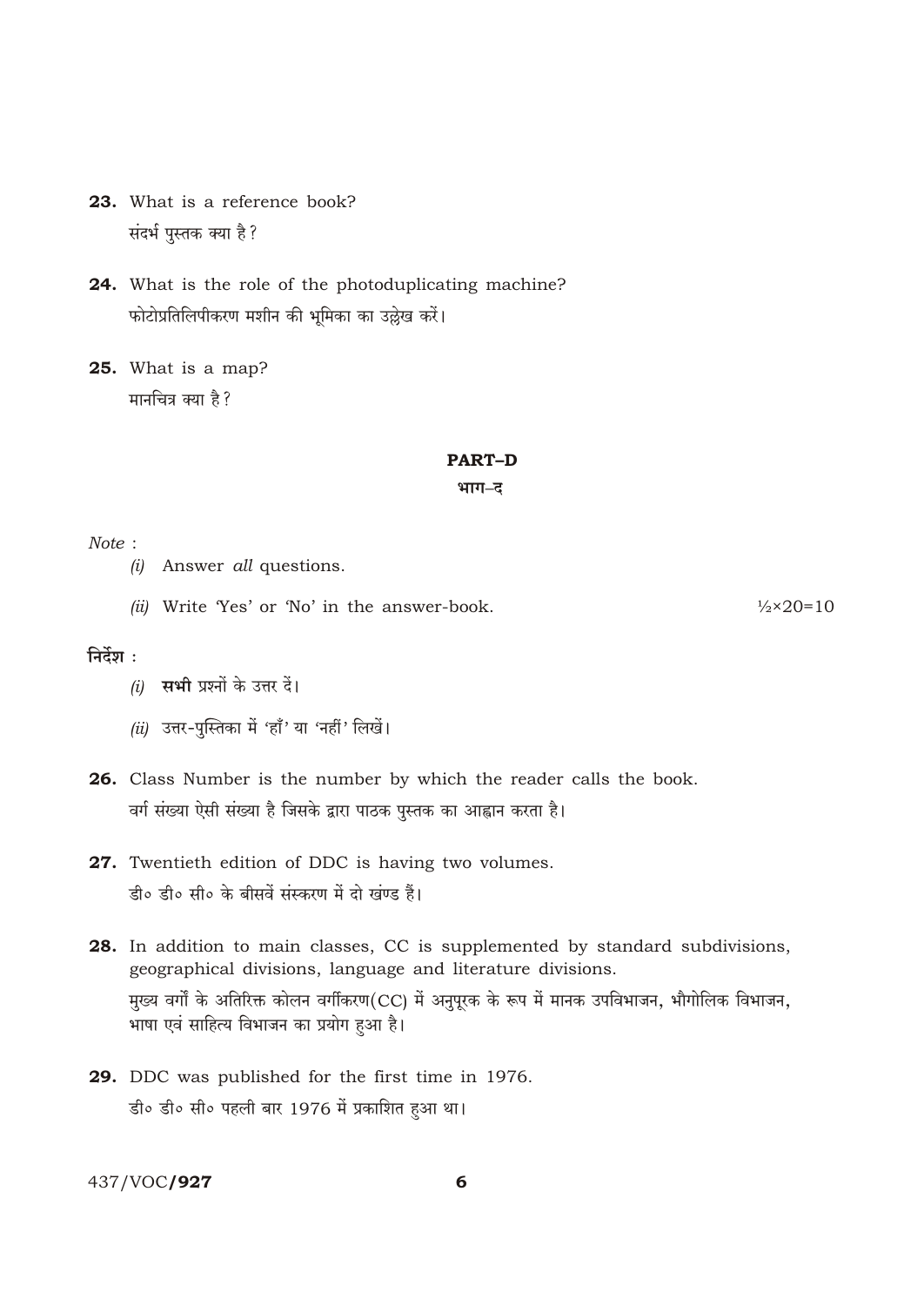**23.** What is a reference book?

संदर्भ पुस्तक क्या है?

**24.** What is the role of the photoduplicating machine?

फोटोप्रतिलिपीकरण मशीन की भूमिका का उल्लेख करें।

**25.** What is a map?

मानचित्र क्या है?

## PART–D

## भाग–द

*Note* :

*(i)* Answer *all* questions.

*(ii)* Write 'Yes' or 'No' in the answer-book. ½×20=10

**निर्देश** :

*(i)* **सभी** प्रश्नों के उत्तर दें।

*(ii)* उत्तर-पुस्तिका में 'हाँ' या 'नहीं' लिखें।

**26.** Class Number is the number by which the reader calls the book.

वर्ग संख्या ऐसी संख्या है जिसके द्वारा पाठक पुस्तक का आह्वान करता है।

**27.** Twentieth edition of DDC is having two volumes.

डी० डी० सी० के बीसवें संस्करण में दो खंण्ड हैं।

**28.** In addition to main classes, CC is supplemented by standard subdivisions, geographical divisions, language and literature divisions.

मुख्य वर्गों के अतिरिक्त कोलन वर्गीकरण(CC) में अनुपूरक के रूप में मानक उपविभाजन, भौगोलिक विभाजन, भाषा एवं साहित्य विभाजन का प्रयोग हुआ है।

**29.** DDC was published for the first time in 1976.

डी० डी० सी० पहली बार 1976 में प्रकाशित हुआ था।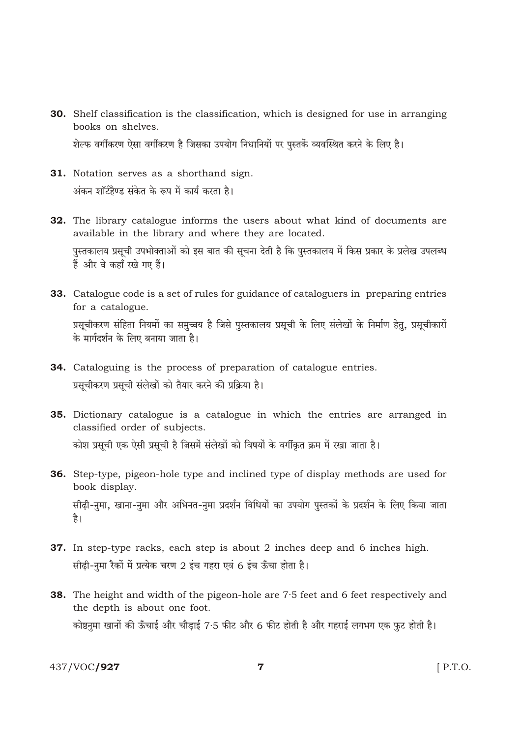**30.** Shelf classification is the classification, which is designed for use in arranging books on shelves.

शेल्फ वर्गीकरण ऐसा वर्गीकरण है जिसका उपयोग निधानियों पर पुस्तकें व्यवस्थित करने के लिए है।

**31.** Notation serves as a shorthand sign.

अंकन शॉर्टहैण्ड संकेत के रूप में कार्य करता है।

**32.** The library catalogue informs the users about what kind of documents are available in the library and where they are located.

पुस्तकालय प्रसूची उपभोक्ताओं को इस बात की सूचना देती है कि पुस्तकालय में किस प्रकार के प्रलेख उपलब्ध हैं और वे कहाँ रखे गए हैं।

**33.** Catalogue code is a set of rules for guidance of cataloguers in preparing entries for a catalogue.

प्रसूचीकरण संहिता नियमों का समुच्चय है जिसे पुस्तकालय प्रसूची के लिए संलेखों के निर्माण हेतु, प्रसूचीकारों के मार्गदर्शन के लिए बनाया जाता है।

**34.** Cataloguing is the process of preparation of catalogue entries.

प्रसूचीकरण प्रसूची संलेखों को तैयार करने की प्रक्रिया है।

**35.** Dictionary catalogue is a catalogue in which the entries are arranged in classified order of subjects.

कोश प्रसूची एक ऐसी प्रसूची है जिसमें संलेखों को विषयों के वर्गीकृत क्रम में रखा जाता है।

**36.** Step-type, pigeon-hole type and inclined type of display methods are used for book display.

सीढ़ी-नुमा, खाना-नुमा और अभिनत-नुमा प्रदर्शन विधियों का उपयोग पुस्तकों के प्रदर्शन के लिए किया जाता है।

**37.** In step-type racks, each step is about 2 inches deep and 6 inches high.

सीढ़ी-नुमा रैकों में प्रत्येक चरण 2 इंच गहरा एवं 6 इंच ऊँचा होता है।

**38.** The height and width of the pigeon-hole are 7·5 feet and 6 feet respectively and the depth is about one foot.

कोष्ठनुमा खानों की ऊँचाई और चौड़ाई 7·5 फीट और 6 फीट होती है और गहराई लगभग एक फुट होती है।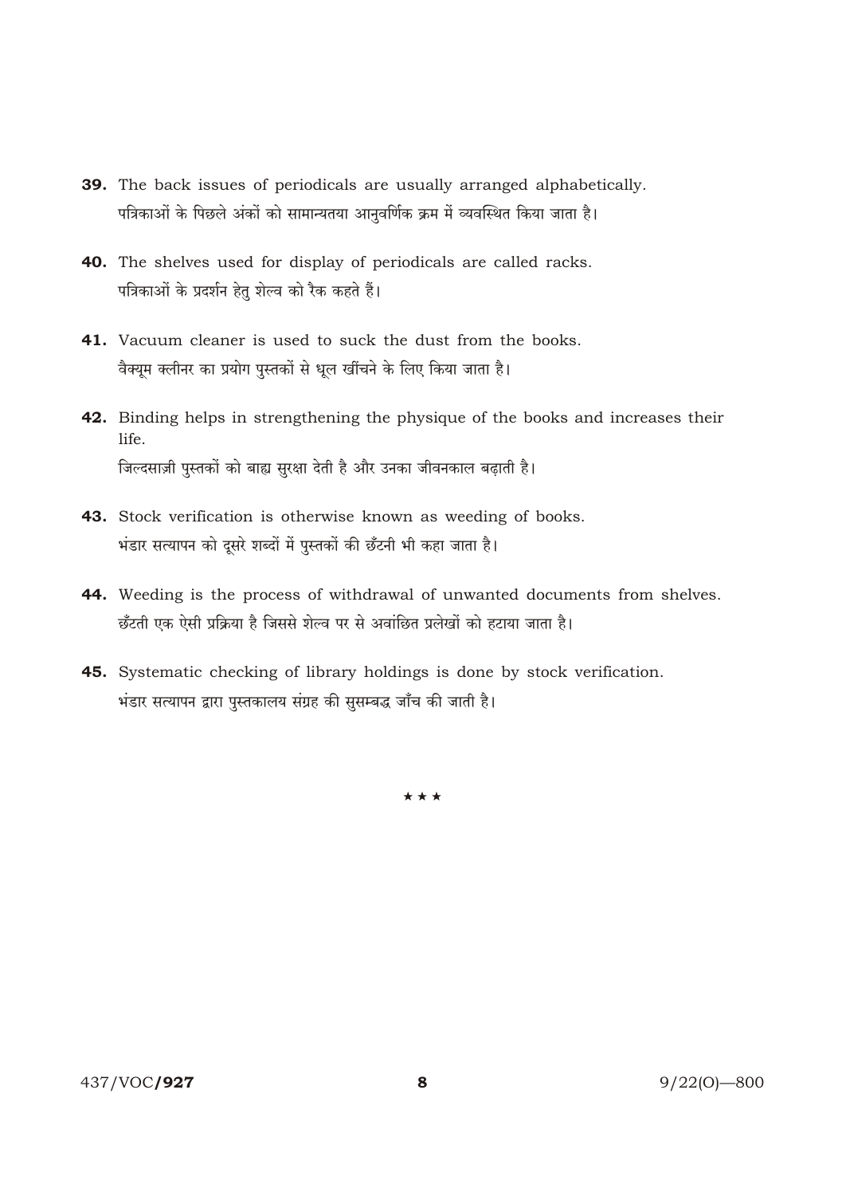**39.** The back issues of periodicals are usually arranged alphabetically.
पत्रिकाओं के पिछले अंकों को सामान्यतया आनुवर्णिक क्रम में व्यवस्थित किया जाता है।

**40.** The shelves used for display of periodicals are called racks.
पत्रिकाओं के प्रदर्शन हेतु शेल्व को रैक कहते हैं।

**41.** Vacuum cleaner is used to suck the dust from the books.
वैक्यूम क्लीनर का प्रयोग पुस्तकों से धूल खींचने के लिए किया जाता है।

**42.** Binding helps in strengthening the physique of the books and increases their life.
जिल्दसाज़ी पुस्तकों को बाह्य सुरक्षा देती है और उनका जीवनकाल बढ़ाती है।

**43.** Stock verification is otherwise known as weeding of books.
भंडार सत्यापन को दूसरे शब्दों में पुस्तकों की छँटनी भी कहा जाता है।

**44.** Weeding is the process of withdrawal of unwanted documents from shelves.
छँटती एक ऐसी प्रक्रिया है जिससे शेल्व पर से अवांछित प्रलेखों को हटाया जाता है।

**45.** Systematic checking of library holdings is done by stock verification.
भंडार सत्यापन द्वारा पुस्तकालय संग्रह की सुसम्बद्ध जाँच की जाती है।

★ ★ ★